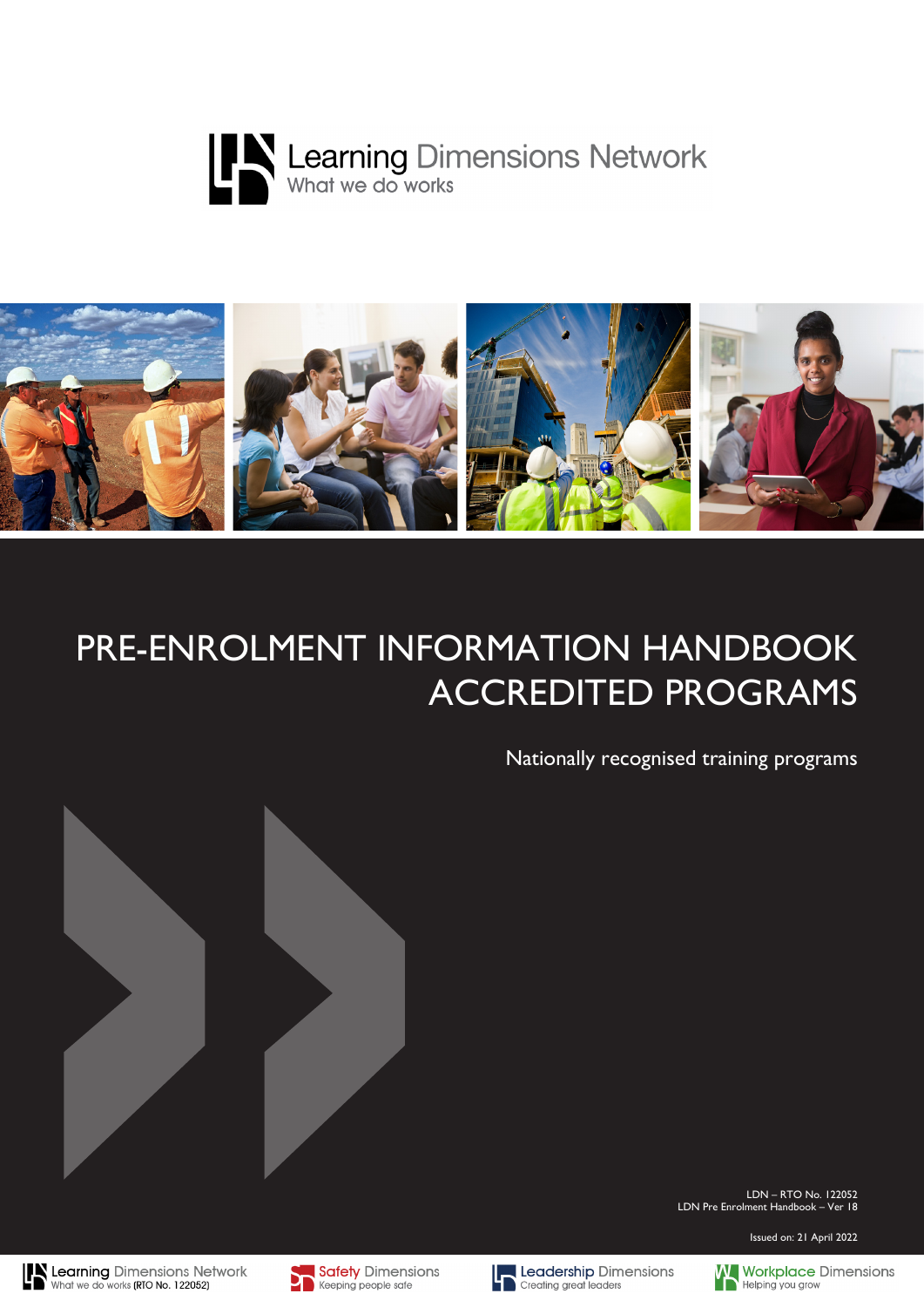Learning Dimensions Network
What we do works

# PRE-ENROLMENT INFORMATION HANDBOOK ACCREDITED PROGRAMS

Nationally recognised training programs

LDN – RTO No. 122052
LDN Pre Enrolment Handbook – Ver 18

Issued on: 21 April 2022

Learning Dimensions Network – What we do works (RTO No. 122052)
Safety Dimensions – Keeping people safe
Leadership Dimensions – Creating great leaders
Workplace Dimensions – Helping you grow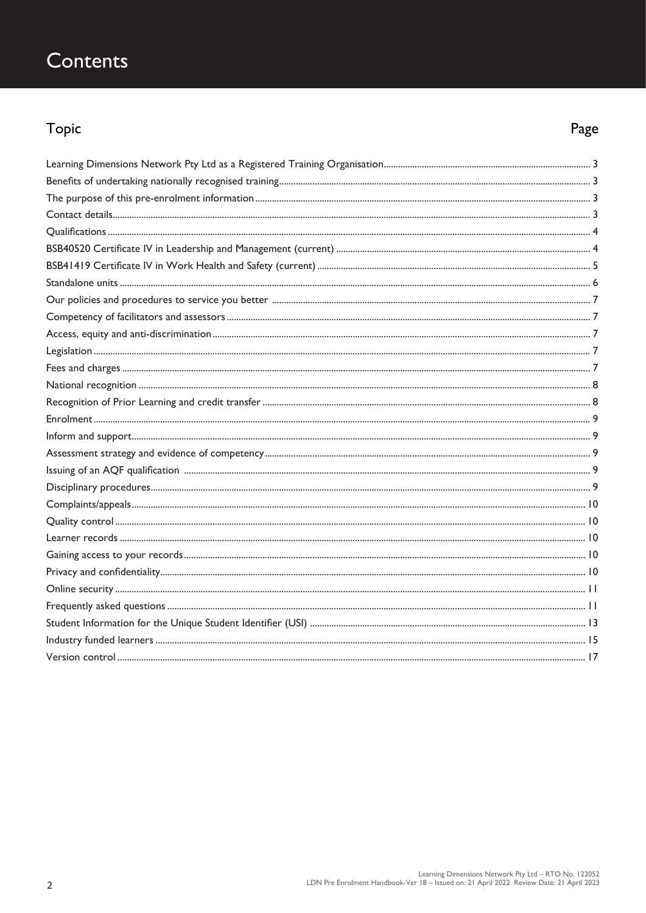# Contents

| Topic | Page |
|---|---|
| Learning Dimensions Network Pty Ltd as a Registered Training Organisation | 3 |
| Benefits of undertaking nationally recognised training | 3 |
| The purpose of this pre-enrolment information | 3 |
| Contact details | 3 |
| Qualifications | 4 |
| BSB40520 Certificate IV in Leadership and Management (current) | 4 |
| BSB41419 Certificate IV in Work Health and Safety (current) | 5 |
| Standalone units | 6 |
| Our policies and procedures to service you better | 7 |
| Competency of facilitators and assessors | 7 |
| Access, equity and anti-discrimination | 7 |
| Legislation | 7 |
| Fees and charges | 7 |
| National recognition | 8 |
| Recognition of Prior Learning and credit transfer | 8 |
| Enrolment | 9 |
| Inform and support | 9 |
| Assessment strategy and evidence of competency | 9 |
| Issuing of an AQF qualification | 9 |
| Disciplinary procedures | 9 |
| Complaints/appeals | 10 |
| Quality control | 10 |
| Learner records | 10 |
| Gaining access to your records | 10 |
| Privacy and confidentiality | 10 |
| Online security | 11 |
| Frequently asked questions | 11 |
| Student Information for the Unique Student Identifier (USI) | 13 |
| Industry funded learners | 15 |
| Version control | 17 |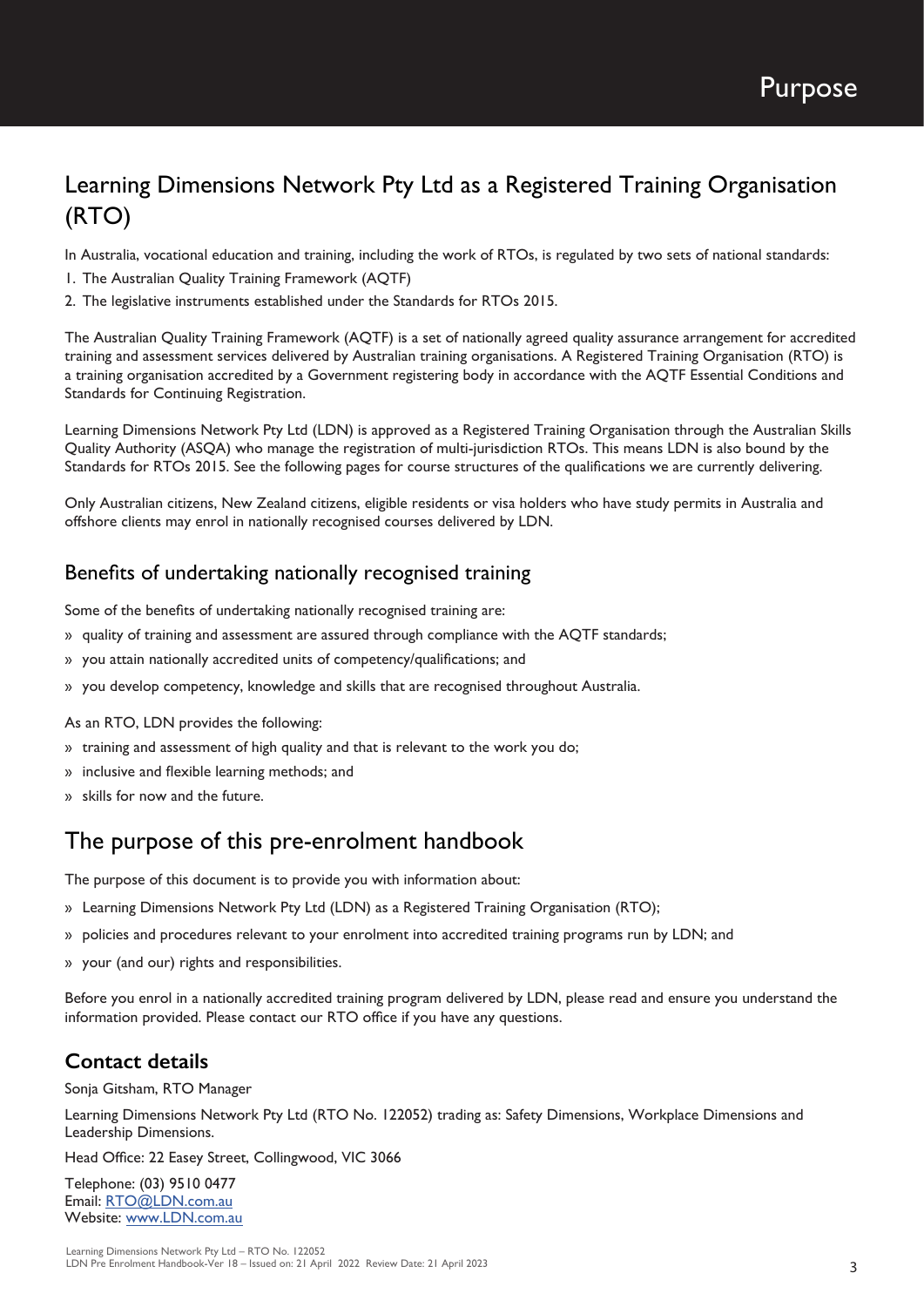# Purpose

## Learning Dimensions Network Pty Ltd as a Registered Training Organisation (RTO)

In Australia, vocational education and training, including the work of RTOs, is regulated by two sets of national standards:

1. The Australian Quality Training Framework (AQTF)
2. The legislative instruments established under the Standards for RTOs 2015.

The Australian Quality Training Framework (AQTF) is a set of nationally agreed quality assurance arrangement for accredited training and assessment services delivered by Australian training organisations. A Registered Training Organisation (RTO) is a training organisation accredited by a Government registering body in accordance with the AQTF Essential Conditions and Standards for Continuing Registration.

Learning Dimensions Network Pty Ltd (LDN) is approved as a Registered Training Organisation through the Australian Skills Quality Authority (ASQA) who manage the registration of multi-jurisdiction RTOs. This means LDN is also bound by the Standards for RTOs 2015. See the following pages for course structures of the qualifications we are currently delivering.

Only Australian citizens, New Zealand citizens, eligible residents or visa holders who have study permits in Australia and offshore clients may enrol in nationally recognised courses delivered by LDN.

### Benefits of undertaking nationally recognised training

Some of the benefits of undertaking nationally recognised training are:

- quality of training and assessment are assured through compliance with the AQTF standards;
- you attain nationally accredited units of competency/qualifications; and
- you develop competency, knowledge and skills that are recognised throughout Australia.

As an RTO, LDN provides the following:

- training and assessment of high quality and that is relevant to the work you do;
- inclusive and flexible learning methods; and
- skills for now and the future.

## The purpose of this pre-enrolment handbook

The purpose of this document is to provide you with information about:

- Learning Dimensions Network Pty Ltd (LDN) as a Registered Training Organisation (RTO);
- policies and procedures relevant to your enrolment into accredited training programs run by LDN; and
- your (and our) rights and responsibilities.

Before you enrol in a nationally accredited training program delivered by LDN, please read and ensure you understand the information provided. Please contact our RTO office if you have any questions.

### Contact details

Sonja Gitsham, RTO Manager

Learning Dimensions Network Pty Ltd (RTO No. 122052) trading as: Safety Dimensions, Workplace Dimensions and Leadership Dimensions.

Head Office: 22 Easey Street, Collingwood, VIC 3066

Telephone: (03) 9510 0477
Email: RTO@LDN.com.au
Website: www.LDN.com.au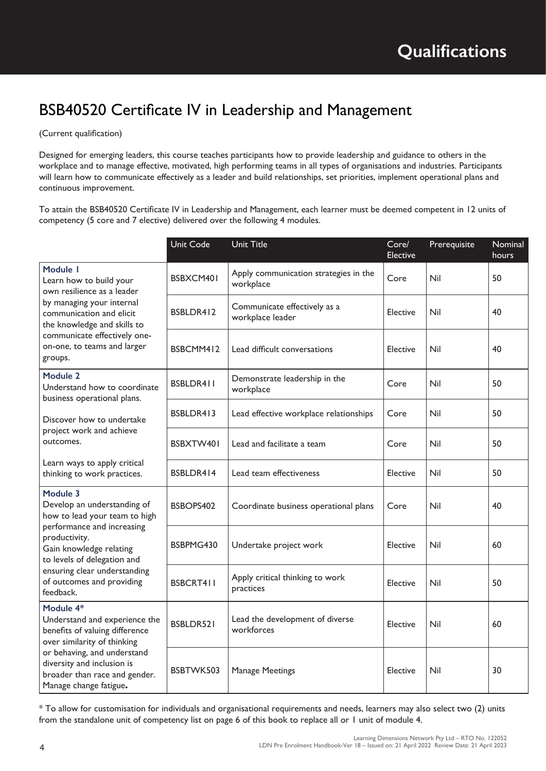# Qualifications

## BSB40520 Certificate IV in Leadership and Management

(Current qualification)

Designed for emerging leaders, this course teaches participants how to provide leadership and guidance to others in the workplace and to manage effective, motivated, high performing teams in all types of organisations and industries. Participants will learn how to communicate effectively as a leader and build relationships, set priorities, implement operational plans and continuous improvement.

To attain the BSB40520 Certificate IV in Leadership and Management, each learner must be deemed competent in 12 units of competency (5 core and 7 elective) delivered over the following 4 modules.

| | Unit Code | Unit Title | Core/ Elective | Prerequisite | Nominal hours |
|---|---|---|---|---|---|
| **Module 1** Learn how to build your own resilience as a leader by managing your internal communication and elicit the knowledge and skills to communicate effectively one-on-one, to teams and larger groups. | BSBXCM401 | Apply communication strategies in the workplace | Core | Nil | 50 |
| | BSBLDR412 | Communicate effectively as a workplace leader | Elective | Nil | 40 |
| | BSBCMM412 | Lead difficult conversations | Elective | Nil | 40 |
| **Module 2** Understand how to coordinate business operational plans. Discover how to undertake project work and achieve outcomes. Learn ways to apply critical thinking to work practices. | BSBLDR411 | Demonstrate leadership in the workplace | Core | Nil | 50 |
| | BSBLDR413 | Lead effective workplace relationships | Core | Nil | 50 |
| | BSBXTW401 | Lead and facilitate a team | Core | Nil | 50 |
| | BSBLDR414 | Lead team effectiveness | Elective | Nil | 50 |
| **Module 3** Develop an understanding of how to lead your team to high performance and increasing productivity. Gain knowledge relating to levels of delegation and ensuring clear understanding of outcomes and providing feedback. | BSBOPS402 | Coordinate business operational plans | Core | Nil | 40 |
| | BSBPMG430 | Undertake project work | Elective | Nil | 60 |
| | BSBCRT411 | Apply critical thinking to work practices | Elective | Nil | 50 |
| **Module 4*** Understand and experience the benefits of valuing difference over similarity of thinking or behaving, and understand diversity and inclusion is broader than race and gender. Manage change fatigue. | BSBLDR521 | Lead the development of diverse workforces | Elective | Nil | 60 |
| | BSBTWK503 | Manage Meetings | Elective | Nil | 30 |

* To allow for customisation for individuals and organisational requirements and needs, learners may also select two (2) units from the standalone unit of competency list on page 6 of this book to replace all or 1 unit of module 4.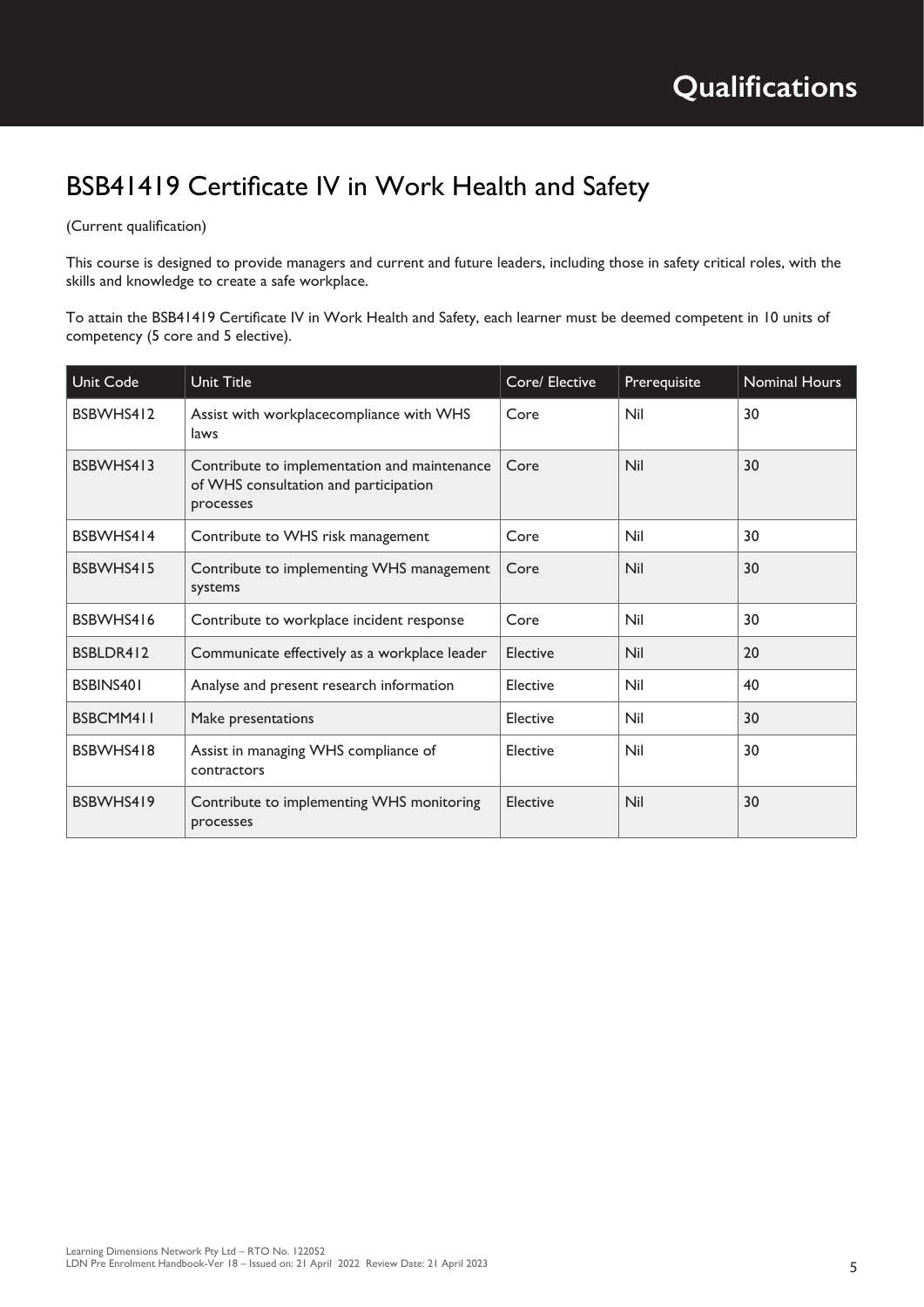# BSB41419 Certificate IV in Work Health and Safety

(Current qualification)

This course is designed to provide managers and current and future leaders, including those in safety critical roles, with the skills and knowledge to create a safe workplace.

To attain the BSB41419 Certificate IV in Work Health and Safety, each learner must be deemed competent in 10 units of competency (5 core and 5 elective).

| Unit Code | Unit Title | Core/ Elective | Prerequisite | Nominal Hours |
|---|---|---|---|---|
| BSBWHS412 | Assist with workplacecompliance with WHS laws | Core | Nil | 30 |
| BSBWHS413 | Contribute to implementation and maintenance of WHS consultation and participation processes | Core | Nil | 30 |
| BSBWHS414 | Contribute to WHS risk management | Core | Nil | 30 |
| BSBWHS415 | Contribute to implementing WHS management systems | Core | Nil | 30 |
| BSBWHS416 | Contribute to workplace incident response | Core | Nil | 30 |
| BSBLDR412 | Communicate effectively as a workplace leader | Elective | Nil | 20 |
| BSBINS401 | Analyse and present research information | Elective | Nil | 40 |
| BSBCMM411 | Make presentations | Elective | Nil | 30 |
| BSBWHS418 | Assist in managing WHS compliance of contractors | Elective | Nil | 30 |
| BSBWHS419 | Contribute to implementing WHS monitoring processes | Elective | Nil | 30 |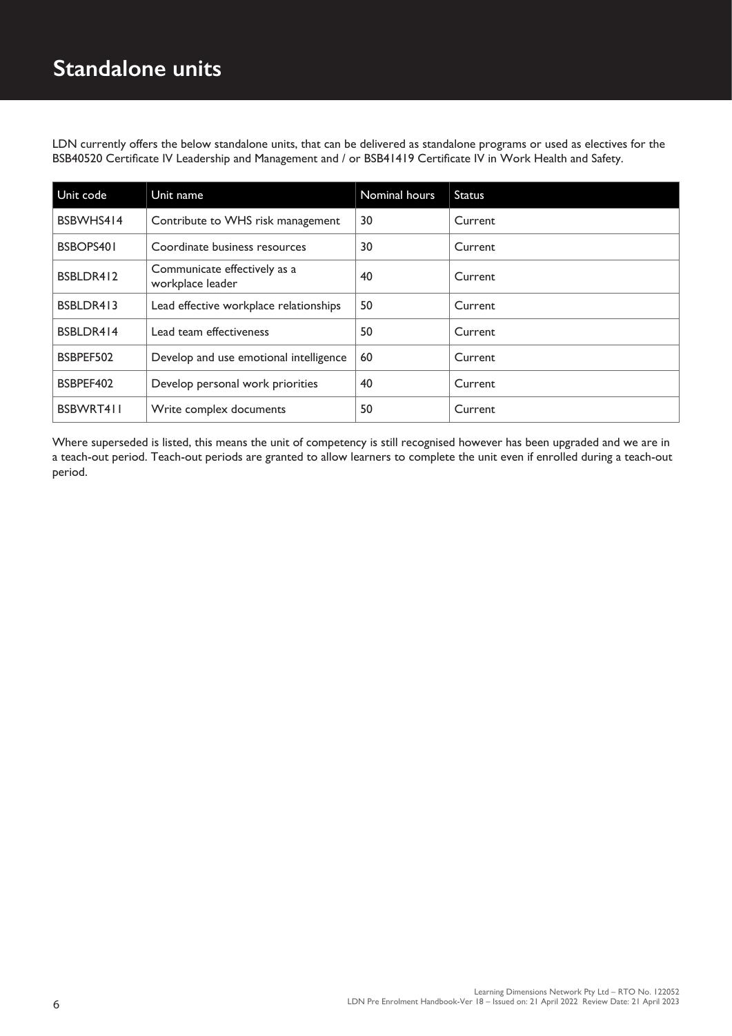# Standalone units

LDN currently offers the below standalone units, that can be delivered as standalone programs or used as electives for the BSB40520 Certificate IV Leadership and Management and / or BSB41419 Certificate IV in Work Health and Safety.

| Unit code | Unit name | Nominal hours | Status |
|---|---|---|---|
| BSBWHS414 | Contribute to WHS risk management | 30 | Current |
| BSBOPS401 | Coordinate business resources | 30 | Current |
| BSBLDR412 | Communicate effectively as a workplace leader | 40 | Current |
| BSBLDR413 | Lead effective workplace relationships | 50 | Current |
| BSBLDR414 | Lead team effectiveness | 50 | Current |
| BSBPEF502 | Develop and use emotional intelligence | 60 | Current |
| BSBPEF402 | Develop personal work priorities | 40 | Current |
| BSBWRT411 | Write complex documents | 50 | Current |

Where superseded is listed, this means the unit of competency is still recognised however has been upgraded and we are in a teach-out period. Teach-out periods are granted to allow learners to complete the unit even if enrolled during a teach-out period.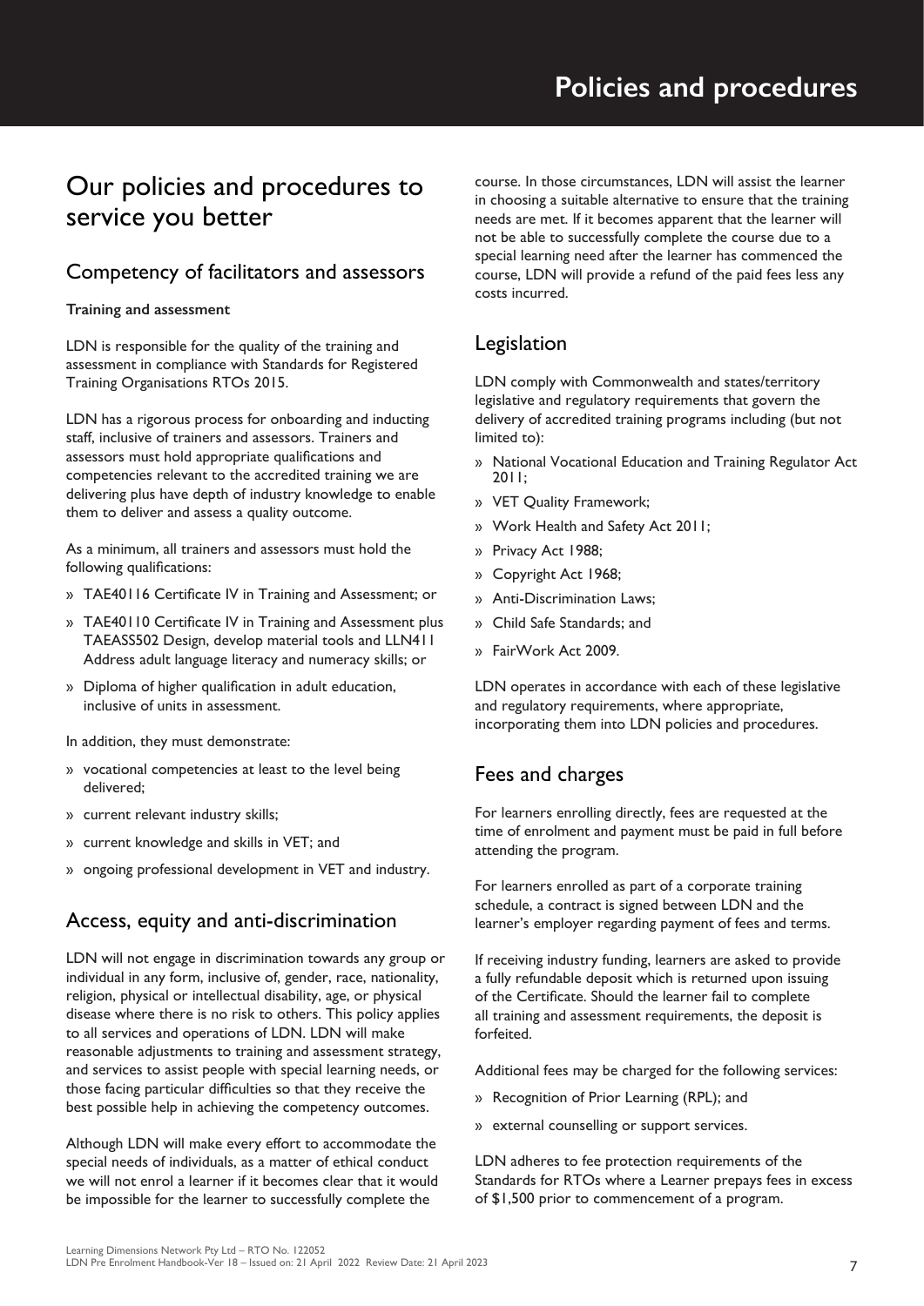# Policies and procedures

## Our policies and procedures to service you better

### Competency of facilitators and assessors

**Training and assessment**

LDN is responsible for the quality of the training and assessment in compliance with Standards for Registered Training Organisations RTOs 2015.

LDN has a rigorous process for onboarding and inducting staff, inclusive of trainers and assessors. Trainers and assessors must hold appropriate qualifications and competencies relevant to the accredited training we are delivering plus have depth of industry knowledge to enable them to deliver and assess a quality outcome.

As a minimum, all trainers and assessors must hold the following qualifications:

- TAE40116 Certificate IV in Training and Assessment; or
- TAE40110 Certificate IV in Training and Assessment plus TAEASS502 Design, develop material tools and LLN411 Address adult language literacy and numeracy skills; or
- Diploma of higher qualification in adult education, inclusive of units in assessment.

In addition, they must demonstrate:

- vocational competencies at least to the level being delivered;
- current relevant industry skills;
- current knowledge and skills in VET; and
- ongoing professional development in VET and industry.

### Access, equity and anti-discrimination

LDN will not engage in discrimination towards any group or individual in any form, inclusive of, gender, race, nationality, religion, physical or intellectual disability, age, or physical disease where there is no risk to others. This policy applies to all services and operations of LDN. LDN will make reasonable adjustments to training and assessment strategy, and services to assist people with special learning needs, or those facing particular difficulties so that they receive the best possible help in achieving the competency outcomes.

Although LDN will make every effort to accommodate the special needs of individuals, as a matter of ethical conduct we will not enrol a learner if it becomes clear that it would be impossible for the learner to successfully complete the course. In those circumstances, LDN will assist the learner in choosing a suitable alternative to ensure that the training needs are met. If it becomes apparent that the learner will not be able to successfully complete the course due to a special learning need after the learner has commenced the course, LDN will provide a refund of the paid fees less any costs incurred.

### Legislation

LDN comply with Commonwealth and states/territory legislative and regulatory requirements that govern the delivery of accredited training programs including (but not limited to):

- National Vocational Education and Training Regulator Act 2011;
- VET Quality Framework;
- Work Health and Safety Act 2011;
- Privacy Act 1988;
- Copyright Act 1968;
- Anti-Discrimination Laws;
- Child Safe Standards; and
- FairWork Act 2009.

LDN operates in accordance with each of these legislative and regulatory requirements, where appropriate, incorporating them into LDN policies and procedures.

### Fees and charges

For learners enrolling directly, fees are requested at the time of enrolment and payment must be paid in full before attending the program.

For learners enrolled as part of a corporate training schedule, a contract is signed between LDN and the learner's employer regarding payment of fees and terms.

If receiving industry funding, learners are asked to provide a fully refundable deposit which is returned upon issuing of the Certificate. Should the learner fail to complete all training and assessment requirements, the deposit is forfeited.

Additional fees may be charged for the following services:

- Recognition of Prior Learning (RPL); and
- external counselling or support services.

LDN adheres to fee protection requirements of the Standards for RTOs where a Learner prepays fees in excess of $1,500 prior to commencement of a program.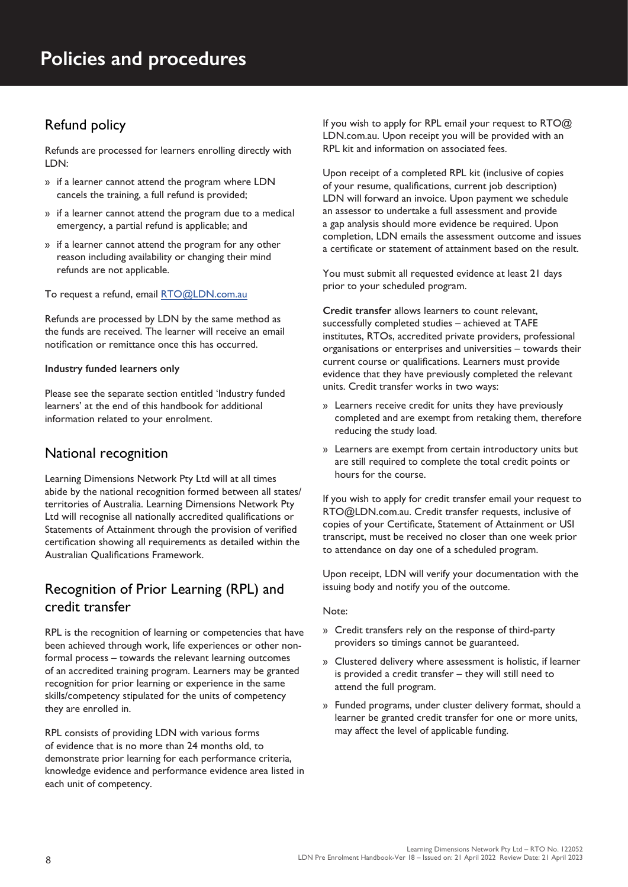# Policies and procedures

## Refund policy

Refunds are processed for learners enrolling directly with LDN:

- if a learner cannot attend the program where LDN cancels the training, a full refund is provided;
- if a learner cannot attend the program due to a medical emergency, a partial refund is applicable; and
- if a learner cannot attend the program for any other reason including availability or changing their mind refunds are not applicable.

To request a refund, email RTO@LDN.com.au

Refunds are processed by LDN by the same method as the funds are received. The learner will receive an email notification or remittance once this has occurred.

**Industry funded learners only**

Please see the separate section entitled 'Industry funded learners' at the end of this handbook for additional information related to your enrolment.

## National recognition

Learning Dimensions Network Pty Ltd will at all times abide by the national recognition formed between all states/ territories of Australia. Learning Dimensions Network Pty Ltd will recognise all nationally accredited qualifications or Statements of Attainment through the provision of verified certification showing all requirements as detailed within the Australian Qualifications Framework.

## Recognition of Prior Learning (RPL) and credit transfer

RPL is the recognition of learning or competencies that have been achieved through work, life experiences or other non-formal process – towards the relevant learning outcomes of an accredited training program. Learners may be granted recognition for prior learning or experience in the same skills/competency stipulated for the units of competency they are enrolled in.

RPL consists of providing LDN with various forms of evidence that is no more than 24 months old, to demonstrate prior learning for each performance criteria, knowledge evidence and performance evidence area listed in each unit of competency.

If you wish to apply for RPL email your request to RTO@LDN.com.au. Upon receipt you will be provided with an RPL kit and information on associated fees.

Upon receipt of a completed RPL kit (inclusive of copies of your resume, qualifications, current job description) LDN will forward an invoice. Upon payment we schedule an assessor to undertake a full assessment and provide a gap analysis should more evidence be required. Upon completion, LDN emails the assessment outcome and issues a certificate or statement of attainment based on the result.

You must submit all requested evidence at least 21 days prior to your scheduled program.

**Credit transfer** allows learners to count relevant, successfully completed studies – achieved at TAFE institutes, RTOs, accredited private providers, professional organisations or enterprises and universities – towards their current course or qualifications. Learners must provide evidence that they have previously completed the relevant units. Credit transfer works in two ways:

- Learners receive credit for units they have previously completed and are exempt from retaking them, therefore reducing the study load.
- Learners are exempt from certain introductory units but are still required to complete the total credit points or hours for the course.

If you wish to apply for credit transfer email your request to RTO@LDN.com.au. Credit transfer requests, inclusive of copies of your Certificate, Statement of Attainment or USI transcript, must be received no closer than one week prior to attendance on day one of a scheduled program.

Upon receipt, LDN will verify your documentation with the issuing body and notify you of the outcome.

Note:

- Credit transfers rely on the response of third-party providers so timings cannot be guaranteed.
- Clustered delivery where assessment is holistic, if learner is provided a credit transfer – they will still need to attend the full program.
- Funded programs, under cluster delivery format, should a learner be granted credit transfer for one or more units, may affect the level of applicable funding.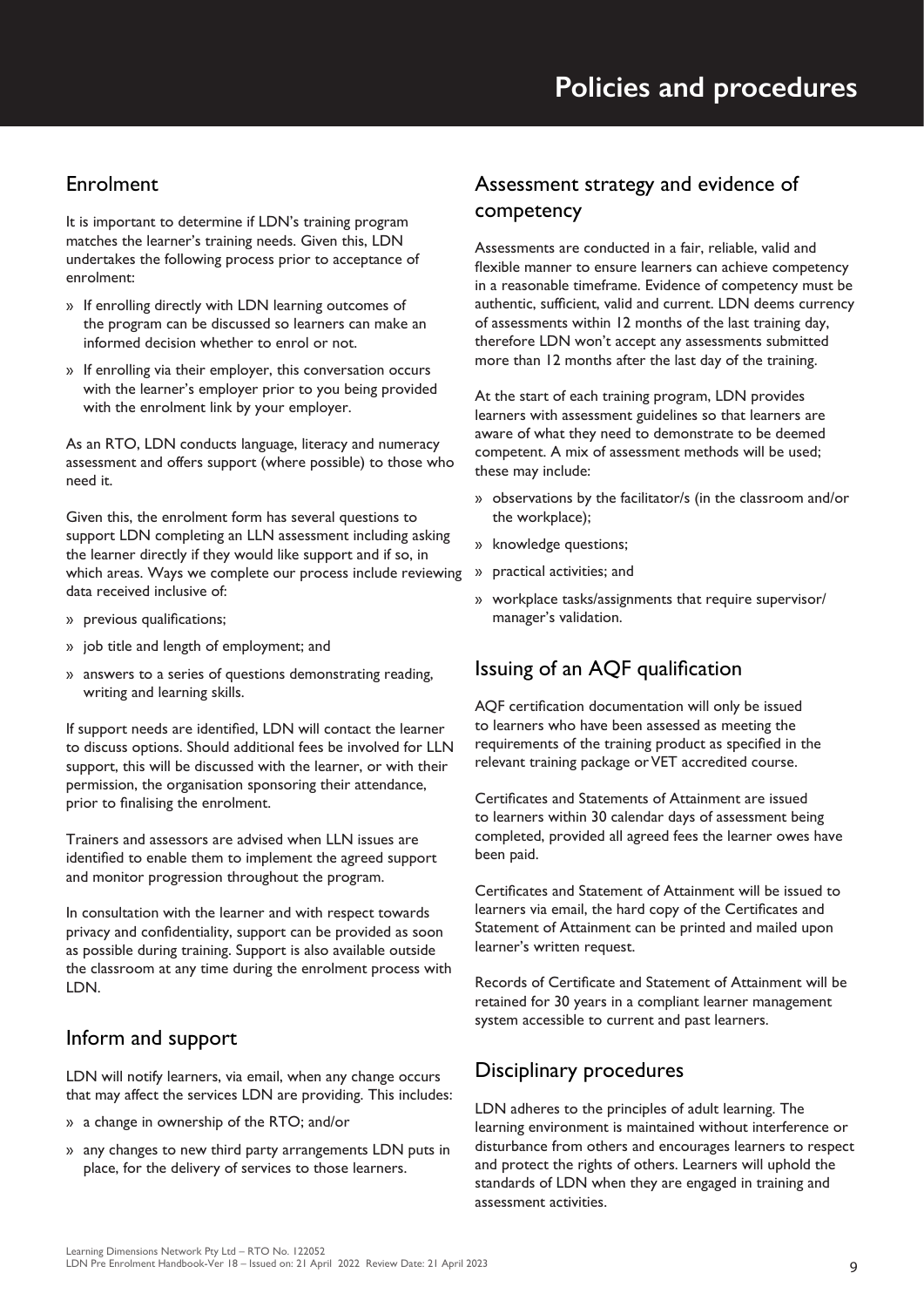# Policies and procedures

## Enrolment

It is important to determine if LDN's training program matches the learner's training needs. Given this, LDN undertakes the following process prior to acceptance of enrolment:

- If enrolling directly with LDN learning outcomes of the program can be discussed so learners can make an informed decision whether to enrol or not.
- If enrolling via their employer, this conversation occurs with the learner's employer prior to you being provided with the enrolment link by your employer.

As an RTO, LDN conducts language, literacy and numeracy assessment and offers support (where possible) to those who need it.

Given this, the enrolment form has several questions to support LDN completing an LLN assessment including asking the learner directly if they would like support and if so, in which areas. Ways we complete our process include reviewing data received inclusive of:

- previous qualifications;
- job title and length of employment; and
- answers to a series of questions demonstrating reading, writing and learning skills.

If support needs are identified, LDN will contact the learner to discuss options. Should additional fees be involved for LLN support, this will be discussed with the learner, or with their permission, the organisation sponsoring their attendance, prior to finalising the enrolment.

Trainers and assessors are advised when LLN issues are identified to enable them to implement the agreed support and monitor progression throughout the program.

In consultation with the learner and with respect towards privacy and confidentiality, support can be provided as soon as possible during training. Support is also available outside the classroom at any time during the enrolment process with LDN.

## Inform and support

LDN will notify learners, via email, when any change occurs that may affect the services LDN are providing. This includes:

- a change in ownership of the RTO; and/or
- any changes to new third party arrangements LDN puts in place, for the delivery of services to those learners.

## Assessment strategy and evidence of competency

Assessments are conducted in a fair, reliable, valid and flexible manner to ensure learners can achieve competency in a reasonable timeframe. Evidence of competency must be authentic, sufficient, valid and current. LDN deems currency of assessments within 12 months of the last training day, therefore LDN won't accept any assessments submitted more than 12 months after the last day of the training.

At the start of each training program, LDN provides learners with assessment guidelines so that learners are aware of what they need to demonstrate to be deemed competent. A mix of assessment methods will be used; these may include:

- observations by the facilitator/s (in the classroom and/or the workplace);
- knowledge questions;
- practical activities; and
- workplace tasks/assignments that require supervisor/manager's validation.

## Issuing of an AQF qualification

AQF certification documentation will only be issued to learners who have been assessed as meeting the requirements of the training product as specified in the relevant training package or VET accredited course.

Certificates and Statements of Attainment are issued to learners within 30 calendar days of assessment being completed, provided all agreed fees the learner owes have been paid.

Certificates and Statement of Attainment will be issued to learners via email, the hard copy of the Certificates and Statement of Attainment can be printed and mailed upon learner's written request.

Records of Certificate and Statement of Attainment will be retained for 30 years in a compliant learner management system accessible to current and past learners.

## Disciplinary procedures

LDN adheres to the principles of adult learning. The learning environment is maintained without interference or disturbance from others and encourages learners to respect and protect the rights of others. Learners will uphold the standards of LDN when they are engaged in training and assessment activities.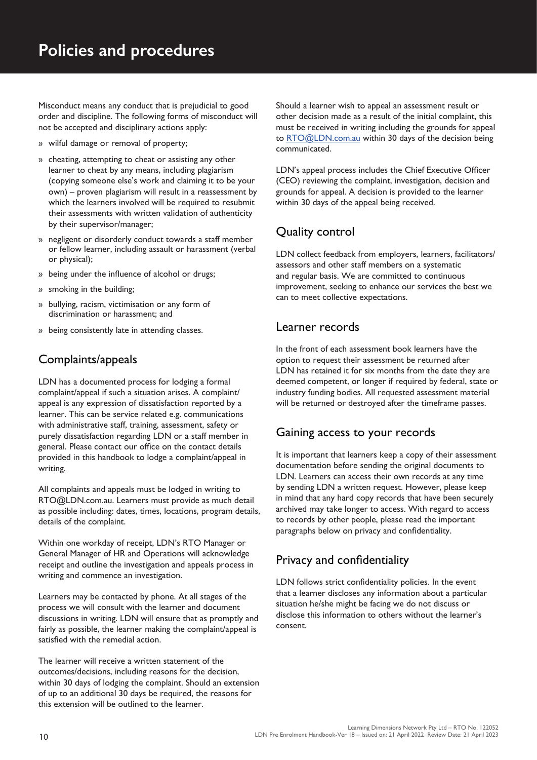# Policies and procedures

Misconduct means any conduct that is prejudicial to good order and discipline. The following forms of misconduct will not be accepted and disciplinary actions apply:

- wilful damage or removal of property;
- cheating, attempting to cheat or assisting any other learner to cheat by any means, including plagiarism (copying someone else's work and claiming it to be your own) – proven plagiarism will result in a reassessment by which the learners involved will be required to resubmit their assessments with written validation of authenticity by their supervisor/manager;
- negligent or disorderly conduct towards a staff member or fellow learner, including assault or harassment (verbal or physical);
- being under the influence of alcohol or drugs;
- smoking in the building;
- bullying, racism, victimisation or any form of discrimination or harassment; and
- being consistently late in attending classes.

## Complaints/appeals

LDN has a documented process for lodging a formal complaint/appeal if such a situation arises. A complaint/appeal is any expression of dissatisfaction reported by a learner. This can be service related e.g. communications with administrative staff, training, assessment, safety or purely dissatisfaction regarding LDN or a staff member in general. Please contact our office on the contact details provided in this handbook to lodge a complaint/appeal in writing.

All complaints and appeals must be lodged in writing to RTO@LDN.com.au. Learners must provide as much detail as possible including: dates, times, locations, program details, details of the complaint.

Within one workday of receipt, LDN's RTO Manager or General Manager of HR and Operations will acknowledge receipt and outline the investigation and appeals process in writing and commence an investigation.

Learners may be contacted by phone. At all stages of the process we will consult with the learner and document discussions in writing. LDN will ensure that as promptly and fairly as possible, the learner making the complaint/appeal is satisfied with the remedial action.

The learner will receive a written statement of the outcomes/decisions, including reasons for the decision, within 30 days of lodging the complaint. Should an extension of up to an additional 30 days be required, the reasons for this extension will be outlined to the learner.

Should a learner wish to appeal an assessment result or other decision made as a result of the initial complaint, this must be received in writing including the grounds for appeal to RTO@LDN.com.au within 30 days of the decision being communicated.

LDN's appeal process includes the Chief Executive Officer (CEO) reviewing the complaint, investigation, decision and grounds for appeal. A decision is provided to the learner within 30 days of the appeal being received.

## Quality control

LDN collect feedback from employers, learners, facilitators/assessors and other staff members on a systematic and regular basis. We are committed to continuous improvement, seeking to enhance our services the best we can to meet collective expectations.

## Learner records

In the front of each assessment book learners have the option to request their assessment be returned after LDN has retained it for six months from the date they are deemed competent, or longer if required by federal, state or industry funding bodies. All requested assessment material will be returned or destroyed after the timeframe passes.

## Gaining access to your records

It is important that learners keep a copy of their assessment documentation before sending the original documents to LDN. Learners can access their own records at any time by sending LDN a written request. However, please keep in mind that any hard copy records that have been securely archived may take longer to access. With regard to access to records by other people, please read the important paragraphs below on privacy and confidentiality.

## Privacy and confidentiality

LDN follows strict confidentiality policies. In the event that a learner discloses any information about a particular situation he/she might be facing we do not discuss or disclose this information to others without the learner's consent.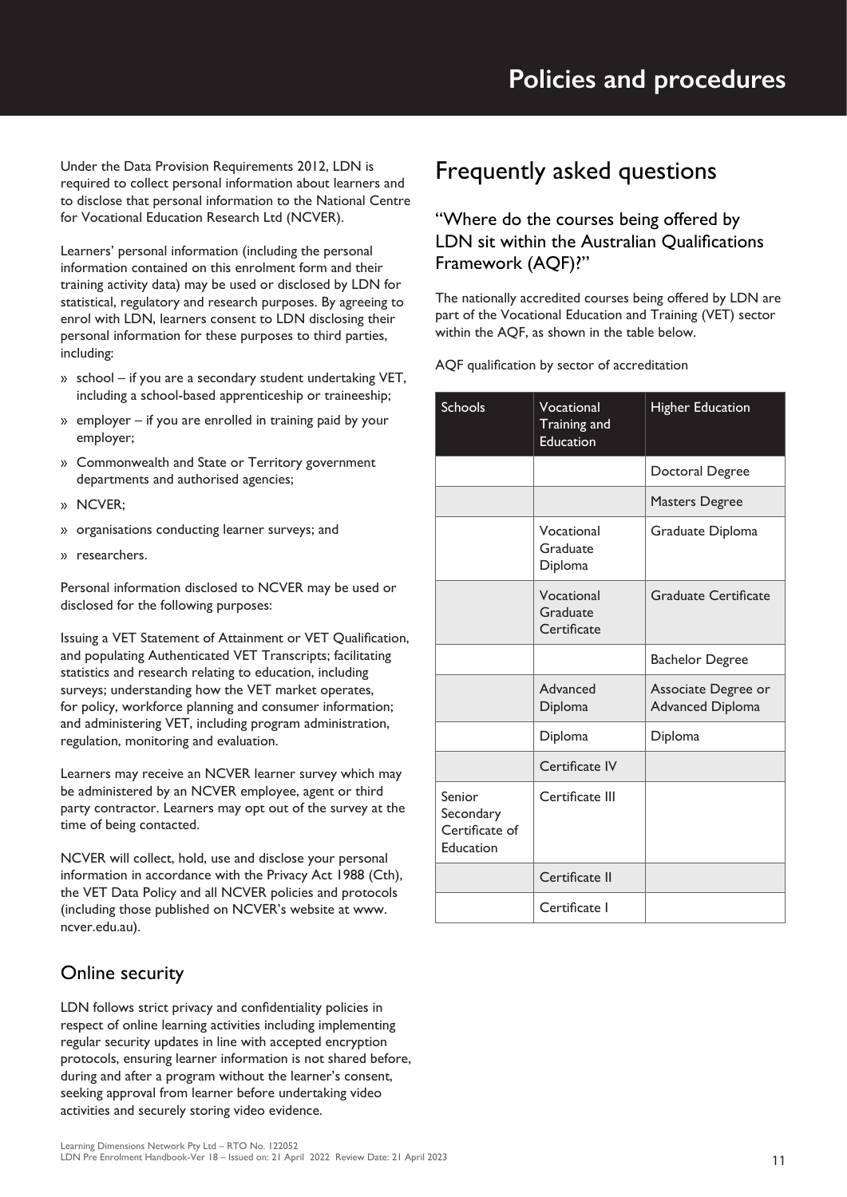# Policies and procedures

Under the Data Provision Requirements 2012, LDN is required to collect personal information about learners and to disclose that personal information to the National Centre for Vocational Education Research Ltd (NCVER).

Learners' personal information (including the personal information contained on this enrolment form and their training activity data) may be used or disclosed by LDN for statistical, regulatory and research purposes. By agreeing to enrol with LDN, learners consent to LDN disclosing their personal information for these purposes to third parties, including:

» school – if you are a secondary student undertaking VET, including a school-based apprenticeship or traineeship;

» employer – if you are enrolled in training paid by your employer;

» Commonwealth and State or Territory government departments and authorised agencies;

» NCVER;

» organisations conducting learner surveys; and

» researchers.

Personal information disclosed to NCVER may be used or disclosed for the following purposes:

Issuing a VET Statement of Attainment or VET Qualification, and populating Authenticated VET Transcripts; facilitating statistics and research relating to education, including surveys; understanding how the VET market operates, for policy, workforce planning and consumer information; and administering VET, including program administration, regulation, monitoring and evaluation.

Learners may receive an NCVER learner survey which may be administered by an NCVER employee, agent or third party contractor. Learners may opt out of the survey at the time of being contacted.

NCVER will collect, hold, use and disclose your personal information in accordance with the Privacy Act 1988 (Cth), the VET Data Policy and all NCVER policies and protocols (including those published on NCVER's website at www.ncver.edu.au).

## Online security

LDN follows strict privacy and confidentiality policies in respect of online learning activities including implementing regular security updates in line with accepted encryption protocols, ensuring learner information is not shared before, during and after a program without the learner's consent, seeking approval from learner before undertaking video activities and securely storing video evidence.

## Frequently asked questions

### "Where do the courses being offered by LDN sit within the Australian Qualifications Framework (AQF)?"

The nationally accredited courses being offered by LDN are part of the Vocational Education and Training (VET) sector within the AQF, as shown in the table below.

AQF qualification by sector of accreditation

| Schools | Vocational Training and Education | Higher Education |
|---|---|---|
| | | Doctoral Degree |
| | | Masters Degree |
| | Vocational Graduate Diploma | Graduate Diploma |
| | Vocational Graduate Certificate | Graduate Certificate |
| | | Bachelor Degree |
| | Advanced Diploma | Associate Degree or Advanced Diploma |
| | Diploma | Diploma |
| | Certificate IV | |
| Senior Secondary Certificate of Education | Certificate III | |
| | Certificate II | |
| | Certificate I | |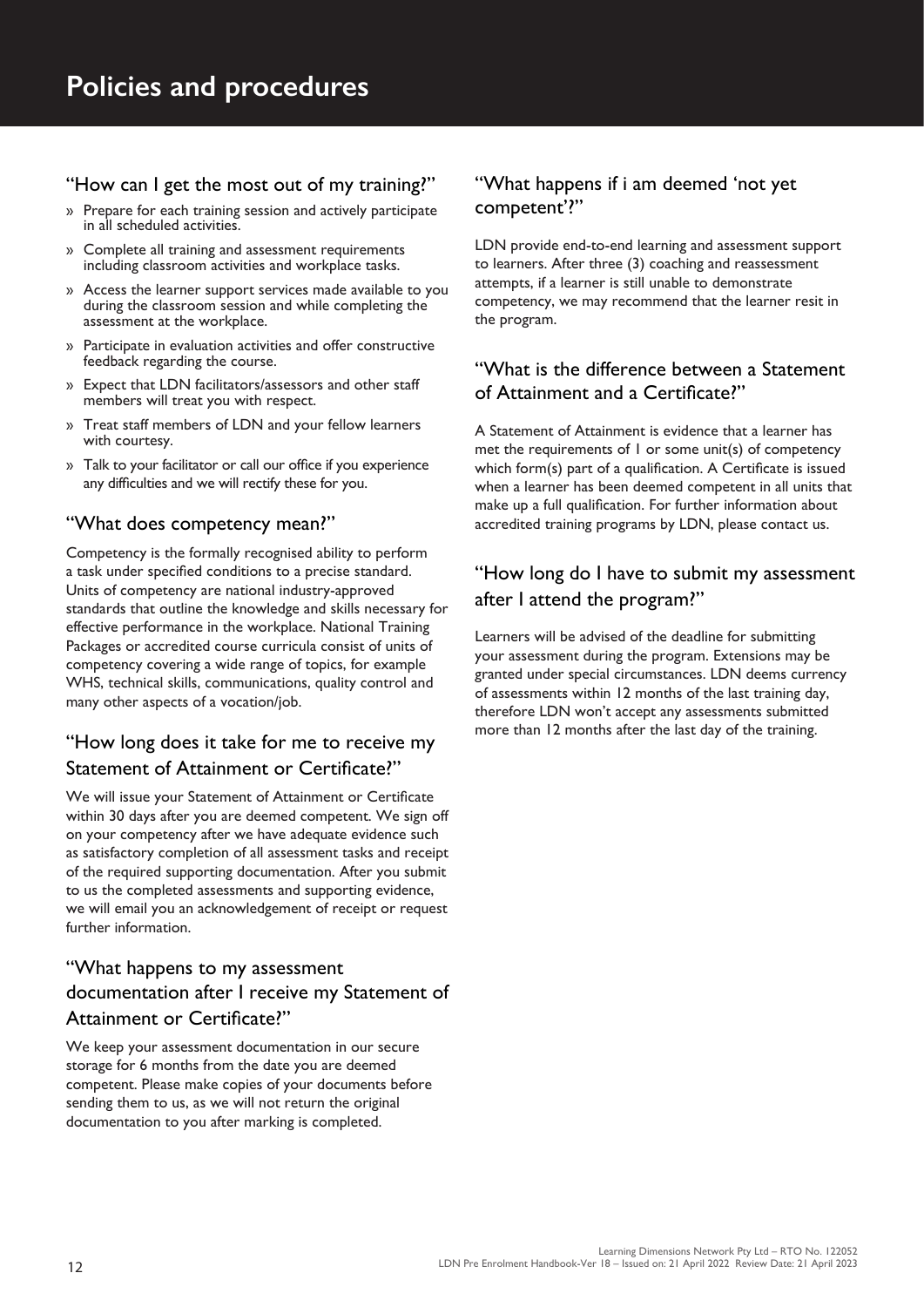# Policies and procedures

## "How can I get the most out of my training?"

- Prepare for each training session and actively participate in all scheduled activities.
- Complete all training and assessment requirements including classroom activities and workplace tasks.
- Access the learner support services made available to you during the classroom session and while completing the assessment at the workplace.
- Participate in evaluation activities and offer constructive feedback regarding the course.
- Expect that LDN facilitators/assessors and other staff members will treat you with respect.
- Treat staff members of LDN and your fellow learners with courtesy.
- Talk to your facilitator or call our office if you experience any difficulties and we will rectify these for you.

## "What does competency mean?"

Competency is the formally recognised ability to perform a task under specified conditions to a precise standard. Units of competency are national industry-approved standards that outline the knowledge and skills necessary for effective performance in the workplace. National Training Packages or accredited course curricula consist of units of competency covering a wide range of topics, for example WHS, technical skills, communications, quality control and many other aspects of a vocation/job.

## "How long does it take for me to receive my Statement of Attainment or Certificate?"

We will issue your Statement of Attainment or Certificate within 30 days after you are deemed competent. We sign off on your competency after we have adequate evidence such as satisfactory completion of all assessment tasks and receipt of the required supporting documentation. After you submit to us the completed assessments and supporting evidence, we will email you an acknowledgement of receipt or request further information.

## "What happens to my assessment documentation after I receive my Statement of Attainment or Certificate?"

We keep your assessment documentation in our secure storage for 6 months from the date you are deemed competent. Please make copies of your documents before sending them to us, as we will not return the original documentation to you after marking is completed.

## "What happens if i am deemed 'not yet competent'?"

LDN provide end-to-end learning and assessment support to learners. After three (3) coaching and reassessment attempts, if a learner is still unable to demonstrate competency, we may recommend that the learner resit in the program.

## "What is the difference between a Statement of Attainment and a Certificate?"

A Statement of Attainment is evidence that a learner has met the requirements of 1 or some unit(s) of competency which form(s) part of a qualification. A Certificate is issued when a learner has been deemed competent in all units that make up a full qualification. For further information about accredited training programs by LDN, please contact us.

## "How long do I have to submit my assessment after I attend the program?"

Learners will be advised of the deadline for submitting your assessment during the program. Extensions may be granted under special circumstances. LDN deems currency of assessments within 12 months of the last training day, therefore LDN won't accept any assessments submitted more than 12 months after the last day of the training.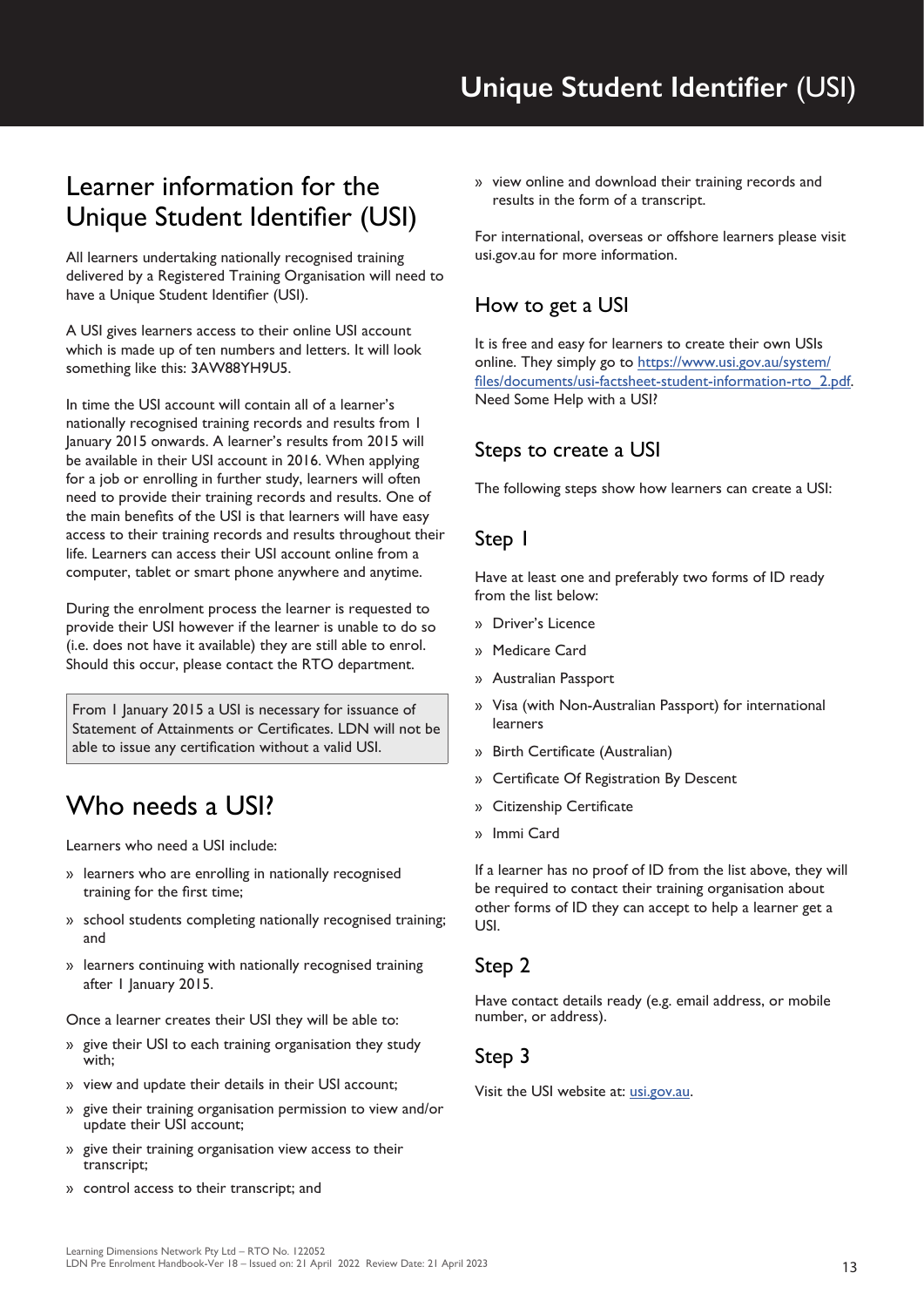# Unique Student Identifier (USI)

## Learner information for the Unique Student Identifier (USI)

All learners undertaking nationally recognised training delivered by a Registered Training Organisation will need to have a Unique Student Identifier (USI).

A USI gives learners access to their online USI account which is made up of ten numbers and letters. It will look something like this: 3AW88YH9U5.

In time the USI account will contain all of a learner's nationally recognised training records and results from 1 January 2015 onwards. A learner's results from 2015 will be available in their USI account in 2016. When applying for a job or enrolling in further study, learners will often need to provide their training records and results. One of the main benefits of the USI is that learners will have easy access to their training records and results throughout their life. Learners can access their USI account online from a computer, tablet or smart phone anywhere and anytime.

During the enrolment process the learner is requested to provide their USI however if the learner is unable to do so (i.e. does not have it available) they are still able to enrol. Should this occur, please contact the RTO department.

> From 1 January 2015 a USI is necessary for issuance of Statement of Attainments or Certificates. LDN will not be able to issue any certification without a valid USI.

## Who needs a USI?

Learners who need a USI include:

- learners who are enrolling in nationally recognised training for the first time;
- school students completing nationally recognised training; and
- learners continuing with nationally recognised training after 1 January 2015.

Once a learner creates their USI they will be able to:

- give their USI to each training organisation they study with;
- view and update their details in their USI account;
- give their training organisation permission to view and/or update their USI account;
- give their training organisation view access to their transcript;
- control access to their transcript; and
- view online and download their training records and results in the form of a transcript.

For international, overseas or offshore learners please visit usi.gov.au for more information.

### How to get a USI

It is free and easy for learners to create their own USIs online. They simply go to [https://www.usi.gov.au/system/files/documents/usi-factsheet-student-information-rto_2.pdf](https://www.usi.gov.au/system/files/documents/usi-factsheet-student-information-rto_2.pdf). Need Some Help with a USI?

### Steps to create a USI

The following steps show how learners can create a USI:

### Step 1

Have at least one and preferably two forms of ID ready from the list below:

- Driver's Licence
- Medicare Card
- Australian Passport
- Visa (with Non-Australian Passport) for international learners
- Birth Certificate (Australian)
- Certificate Of Registration By Descent
- Citizenship Certificate
- Immi Card

If a learner has no proof of ID from the list above, they will be required to contact their training organisation about other forms of ID they can accept to help a learner get a USI.

### Step 2

Have contact details ready (e.g. email address, or mobile number, or address).

### Step 3

Visit the USI website at: [usi.gov.au](usi.gov.au).

Learning Dimensions Network Pty Ltd – RTO No. 122052
LDN Pre Enrolment Handbook-Ver 18 – Issued on: 21 April 2022 Review Date: 21 April 2023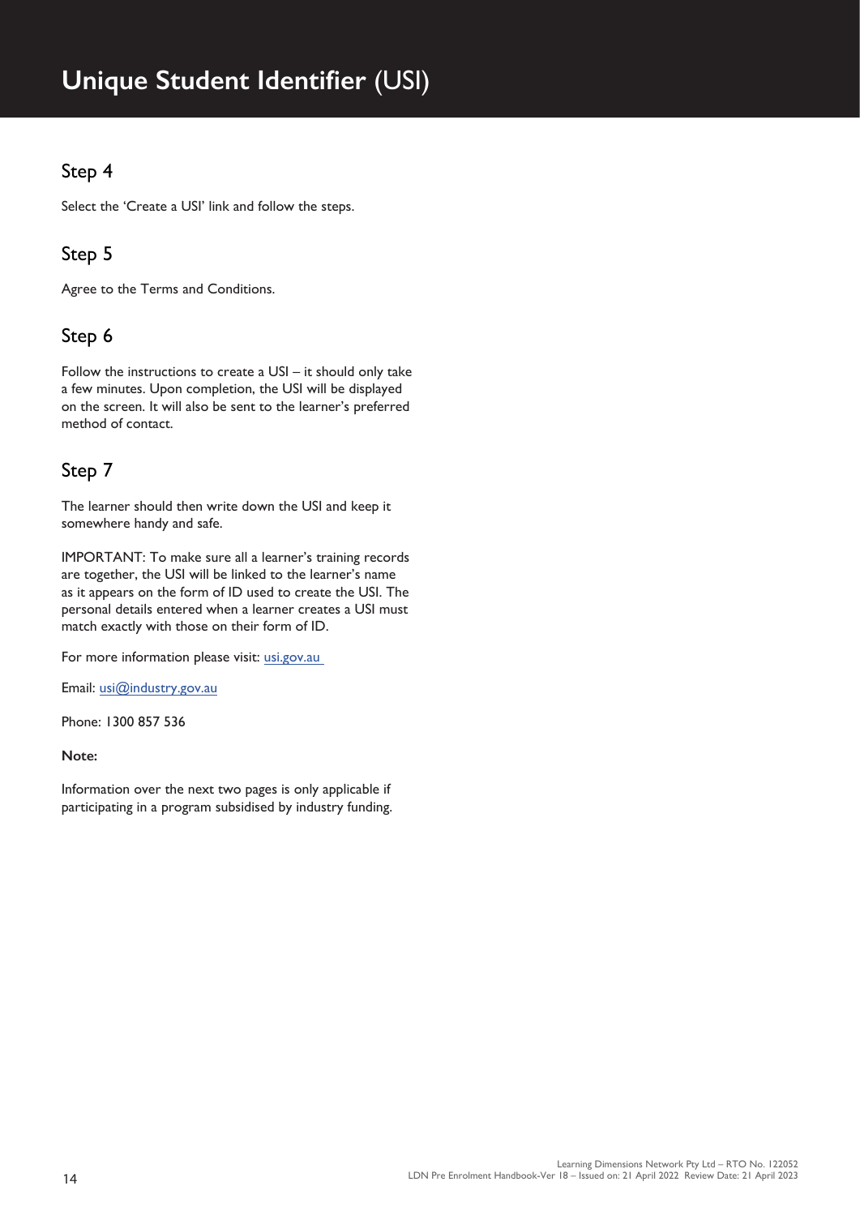# Unique Student Identifier (USI)

## Step 4

Select the 'Create a USI' link and follow the steps.

## Step 5

Agree to the Terms and Conditions.

## Step 6

Follow the instructions to create a USI – it should only take a few minutes. Upon completion, the USI will be displayed on the screen. It will also be sent to the learner's preferred method of contact.

## Step 7

The learner should then write down the USI and keep it somewhere handy and safe.

IMPORTANT: To make sure all a learner's training records are together, the USI will be linked to the learner's name as it appears on the form of ID used to create the USI. The personal details entered when a learner creates a USI must match exactly with those on their form of ID.

For more information please visit: usi.gov.au

Email: usi@industry.gov.au

Phone: 1300 857 536

**Note:**

Information over the next two pages is only applicable if participating in a program subsidised by industry funding.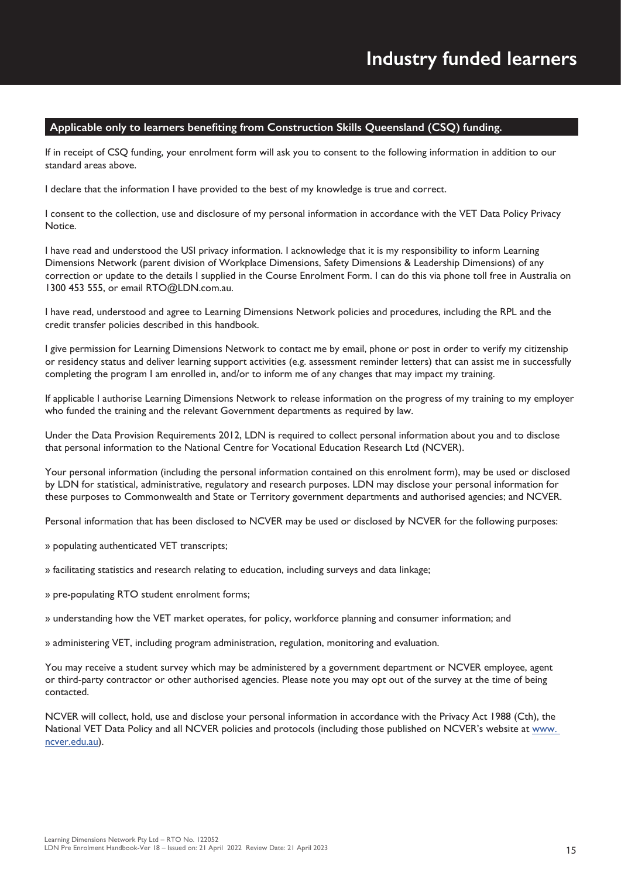# Industry funded learners

## Applicable only to learners benefiting from Construction Skills Queensland (CSQ) funding.

If in receipt of CSQ funding, your enrolment form will ask you to consent to the following information in addition to our standard areas above.

I declare that the information I have provided to the best of my knowledge is true and correct.

I consent to the collection, use and disclosure of my personal information in accordance with the VET Data Policy Privacy Notice.

I have read and understood the USI privacy information. I acknowledge that it is my responsibility to inform Learning Dimensions Network (parent division of Workplace Dimensions, Safety Dimensions & Leadership Dimensions) of any correction or update to the details I supplied in the Course Enrolment Form. I can do this via phone toll free in Australia on 1300 453 555, or email RTO@LDN.com.au.

I have read, understood and agree to Learning Dimensions Network policies and procedures, including the RPL and the credit transfer policies described in this handbook.

I give permission for Learning Dimensions Network to contact me by email, phone or post in order to verify my citizenship or residency status and deliver learning support activities (e.g. assessment reminder letters) that can assist me in successfully completing the program I am enrolled in, and/or to inform me of any changes that may impact my training.

If applicable I authorise Learning Dimensions Network to release information on the progress of my training to my employer who funded the training and the relevant Government departments as required by law.

Under the Data Provision Requirements 2012, LDN is required to collect personal information about you and to disclose that personal information to the National Centre for Vocational Education Research Ltd (NCVER).

Your personal information (including the personal information contained on this enrolment form), may be used or disclosed by LDN for statistical, administrative, regulatory and research purposes. LDN may disclose your personal information for these purposes to Commonwealth and State or Territory government departments and authorised agencies; and NCVER.

Personal information that has been disclosed to NCVER may be used or disclosed by NCVER for the following purposes:

» populating authenticated VET transcripts;

» facilitating statistics and research relating to education, including surveys and data linkage;

» pre-populating RTO student enrolment forms;

» understanding how the VET market operates, for policy, workforce planning and consumer information; and

» administering VET, including program administration, regulation, monitoring and evaluation.

You may receive a student survey which may be administered by a government department or NCVER employee, agent or third-party contractor or other authorised agencies. Please note you may opt out of the survey at the time of being contacted.

NCVER will collect, hold, use and disclose your personal information in accordance with the Privacy Act 1988 (Cth), the National VET Data Policy and all NCVER policies and protocols (including those published on NCVER's website at www.ncver.edu.au).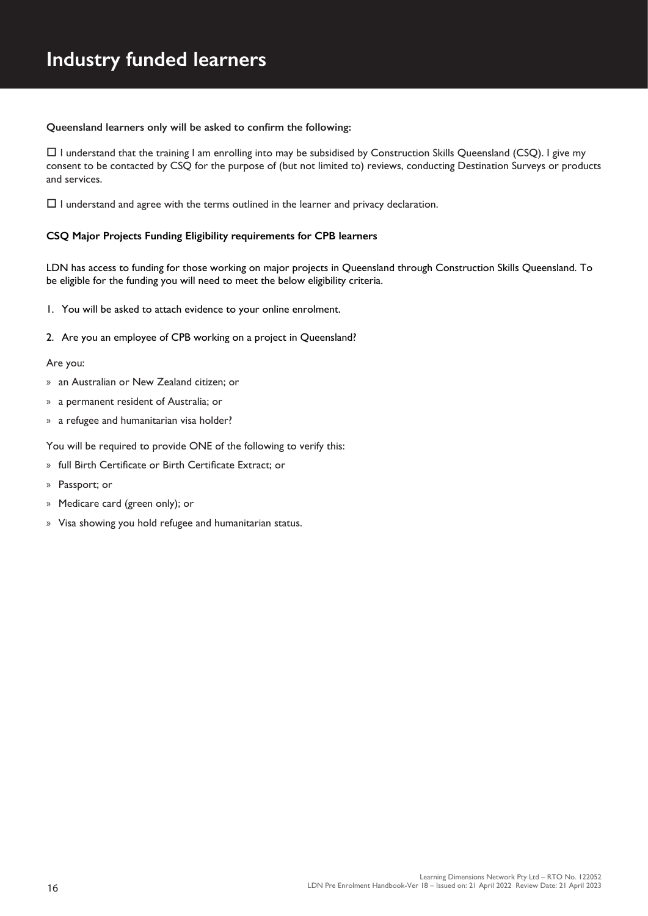# Industry funded learners

**Queensland learners only will be asked to confirm the following:**

☐ I understand that the training I am enrolling into may be subsidised by Construction Skills Queensland (CSQ). I give my consent to be contacted by CSQ for the purpose of (but not limited to) reviews, conducting Destination Surveys or products and services.

☐ I understand and agree with the terms outlined in the learner and privacy declaration.

**CSQ Major Projects Funding Eligibility requirements for CPB learners**

LDN has access to funding for those working on major projects in Queensland through Construction Skills Queensland. To be eligible for the funding you will need to meet the below eligibility criteria.

1. You will be asked to attach evidence to your online enrolment.
2. Are you an employee of CPB working on a project in Queensland?

Are you:

- an Australian or New Zealand citizen; or
- a permanent resident of Australia; or
- a refugee and humanitarian visa holder?

You will be required to provide ONE of the following to verify this:

- full Birth Certificate or Birth Certificate Extract; or
- Passport; or
- Medicare card (green only); or
- Visa showing you hold refugee and humanitarian status.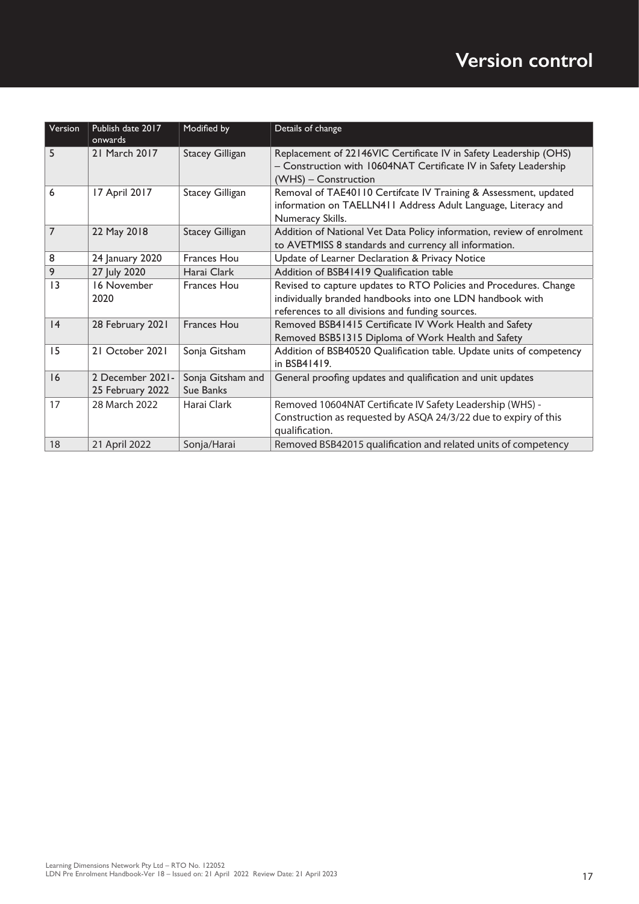# Version control

| Version | Publish date 2017 onwards | Modified by | Details of change |
|---|---|---|---|
| 5 | 21 March 2017 | Stacey Gilligan | Replacement of 22146VIC Certificate IV in Safety Leadership (OHS) – Construction with 10604NAT Certificate IV in Safety Leadership (WHS) – Construction |
| 6 | 17 April 2017 | Stacey Gilligan | Removal of TAE40110 Certifcate IV Training & Assessment, updated information on TAELLN411 Address Adult Language, Literacy and Numeracy Skills. |
| 7 | 22 May 2018 | Stacey Gilligan | Addition of National Vet Data Policy information, review of enrolment to AVETMISS 8 standards and currency all information. |
| 8 | 24 January 2020 | Frances Hou | Update of Learner Declaration & Privacy Notice |
| 9 | 27 July 2020 | Harai Clark | Addition of BSB41419 Qualification table |
| 13 | 16 November 2020 | Frances Hou | Revised to capture updates to RTO Policies and Procedures. Change individually branded handbooks into one LDN handbook with references to all divisions and funding sources. |
| 14 | 28 February 2021 | Frances Hou | Removed BSB41415 Certificate IV Work Health and Safety<br>Removed BSB51315 Diploma of Work Health and Safety |
| 15 | 21 October 2021 | Sonja Gitsham | Addition of BSB40520 Qualification table. Update units of competency in BSB41419. |
| 16 | 2 December 2021-25 February 2022 | Sonja Gitsham and Sue Banks | General proofing updates and qualification and unit updates |
| 17 | 28 March 2022 | Harai Clark | Removed 10604NAT Certificate IV Safety Leadership (WHS) - Construction as requested by ASQA 24/3/22 due to expiry of this qualification. |
| 18 | 21 April 2022 | Sonja/Harai | Removed BSB42015 qualification and related units of competency |